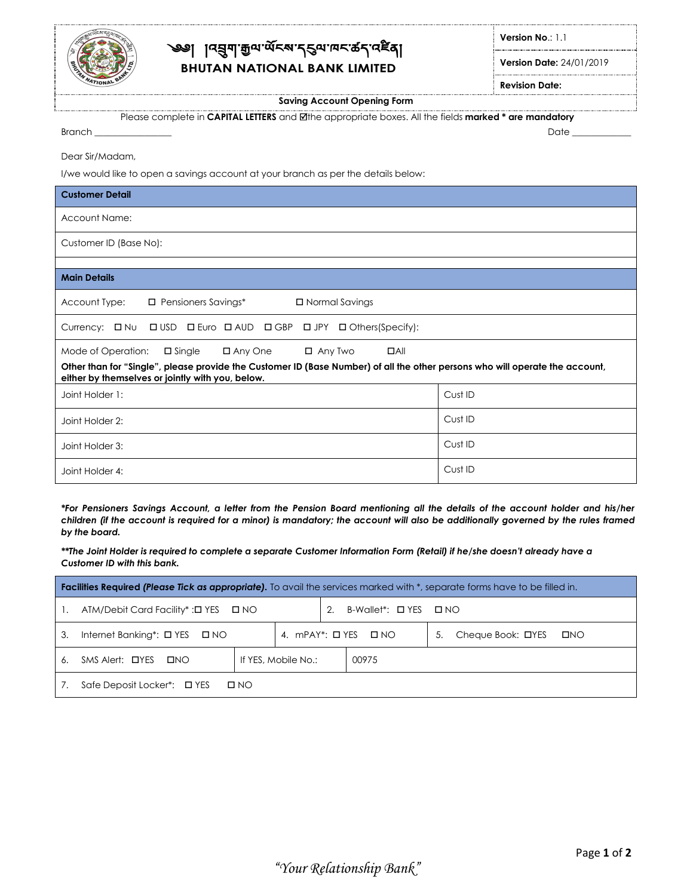# འབྲུག་རྒྱལ་ཡོངས་དངུལ་ཁང་ཚད་འཛིན།

## BHUTAN NATIONAL BANK LIMITED

| | |
|---|---|
| **Version No.**: 1.1 | |
| **Version Date:** 24/01/2019 | |
| **Revision Date:** | |

**Saving Account Opening Form**

Please complete in **CAPITAL LETTERS** and ☑the appropriate boxes. All the fields **marked * are mandatory**

Branch ________________ Date ____________

Dear Sir/Madam,

I/we would like to open a savings account at your branch as per the details below:

| | |
|---|---|
| **Customer Detail** | |
| Account Name: | |
| Customer ID (Base No): | |
| | |
| **Main Details** | |
| Account Type: ☐ Pensioners Savings* ☐ Normal Savings | |
| Currency: ☐ Nu ☐ USD ☐ Euro ☐ AUD ☐ GBP ☐ JPY ☐ Others(Specify): | |
| Mode of Operation: ☐ Single ☐ Any One ☐ Any Two ☐All<br>**Other than for "Single", please provide the Customer ID (Base Number) of all the other persons who will operate the account, either by themselves or jointly with you, below.** | |
| Joint Holder 1: | Cust ID |
| Joint Holder 2: | Cust ID |
| Joint Holder 3: | Cust ID |
| Joint Holder 4: | Cust ID |

***For Pensioners Savings Account, a letter from the Pension Board mentioning all the details of the account holder and his/her children (if the account is required for a minor) is mandatory; the account will also be additionally governed by the rules framed by the board.***

*****The Joint Holder is required to complete a separate Customer Information Form (Retail) if he/she doesn't already have a Customer ID with this bank.***

| | | |
|---|---|---|
| **Facilities Required *(Please Tick as appropriate)*.** To avail the services marked with *, separate forms have to be filled in. | | |
| 1. ATM/Debit Card Facility* :☐ YES ☐ NO | 2. B-Wallet*: ☐ YES ☐ NO | |
| 3. Internet Banking*: ☐ YES ☐ NO | 4. mPAY*: ☐ YES ☐ NO | 5. Cheque Book: ☐YES ☐NO |
| 6. SMS Alert: ☐YES ☐NO | If YES, Mobile No.: | 00975 |
| 7. Safe Deposit Locker*: ☐ YES ☐ NO | | |

*"Your Relationship Bank"*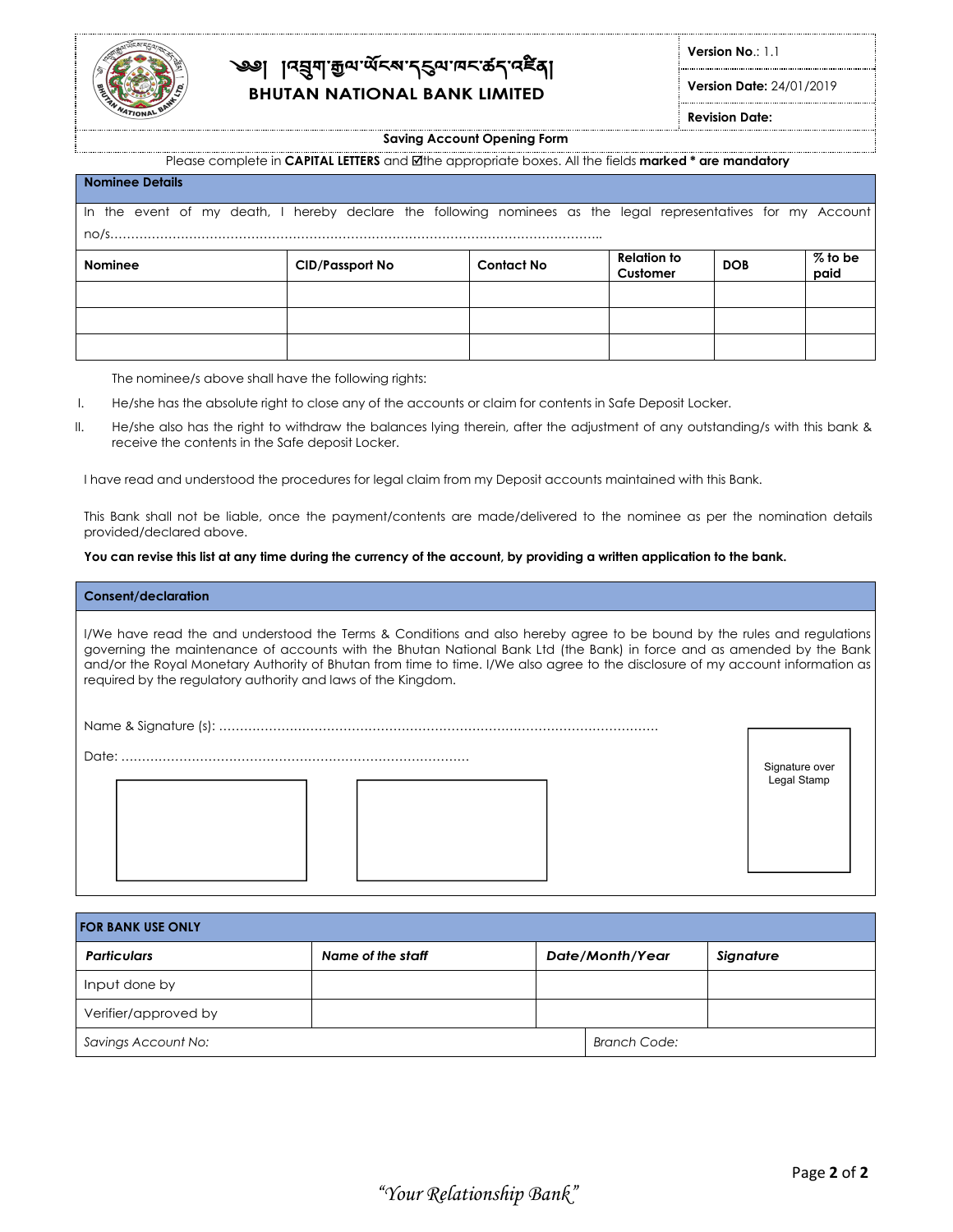# ༄༅། །འབྲུག་རྒྱལ་ཡོངས་དངུལ་ཁང་ཚད་འཛིན།
# BHUTAN NATIONAL BANK LIMITED

**Version No.**: 1.1

**Version Date:** 24/01/2019

**Revision Date:**

**Saving Account Opening Form**

Please complete in **CAPITAL LETTERS** and ☑the appropriate boxes. All the fields **marked * are mandatory**

## Nominee Details

In the event of my death, I hereby declare the following nominees as the legal representatives for my Account no/s…………………………………………………………………………………………………………..

| Nominee | CID/Passport No | Contact No | Relation to Customer | DOB | % to be paid |
|---|---|---|---|---|---|
| | | | | | |
| | | | | | |
| | | | | | |

The nominee/s above shall have the following rights:

I. He/she has the absolute right to close any of the accounts or claim for contents in Safe Deposit Locker.

II. He/she also has the right to withdraw the balances lying therein, after the adjustment of any outstanding/s with this bank & receive the contents in the Safe deposit Locker.

I have read and understood the procedures for legal claim from my Deposit accounts maintained with this Bank.

This Bank shall not be liable, once the payment/contents are made/delivered to the nominee as per the nomination details provided/declared above.

**You can revise this list at any time during the currency of the account, by providing a written application to the bank.**

## Consent/declaration

I/We have read the and understood the Terms & Conditions and also hereby agree to be bound by the rules and regulations governing the maintenance of accounts with the Bhutan National Bank Ltd (the Bank) in force and as amended by the Bank and/or the Royal Monetary Authority of Bhutan from time to time. I/We also agree to the disclosure of my account information as required by the regulatory authority and laws of the Kingdom.

Name & Signature (s): ……………………………………………………………………………………………

Date: …………………………………………………………………………

Signature over Legal Stamp

## FOR BANK USE ONLY

| *Particulars* | *Name of the staff* | *Date/Month/Year* | *Signature* |
|---|---|---|---|
| Input done by | | | |
| Verifier/approved by | | | |
| *Savings Account No:* | | *Branch Code:* | |

*"Your Relationship Bank"*